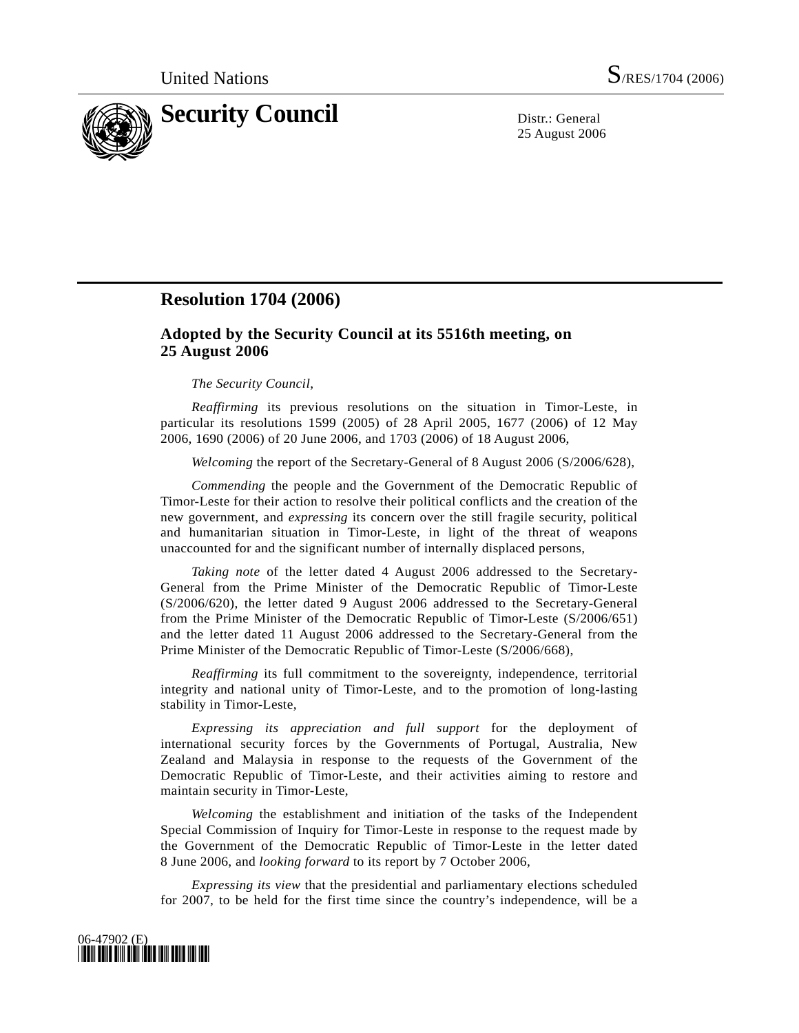United Nations S/RES/1704 (2006)

# Security Council

Distr.: General
25 August 2006

## Resolution 1704 (2006)

### Adopted by the Security Council at its 5516th meeting, on 25 August 2006

*The Security Council*,

*Reaffirming* its previous resolutions on the situation in Timor-Leste, in particular its resolutions 1599 (2005) of 28 April 2005, 1677 (2006) of 12 May 2006, 1690 (2006) of 20 June 2006, and 1703 (2006) of 18 August 2006,

*Welcoming* the report of the Secretary-General of 8 August 2006 (S/2006/628),

*Commending* the people and the Government of the Democratic Republic of Timor-Leste for their action to resolve their political conflicts and the creation of the new government, and *expressing* its concern over the still fragile security, political and humanitarian situation in Timor-Leste, in light of the threat of weapons unaccounted for and the significant number of internally displaced persons,

*Taking note* of the letter dated 4 August 2006 addressed to the Secretary-General from the Prime Minister of the Democratic Republic of Timor-Leste (S/2006/620), the letter dated 9 August 2006 addressed to the Secretary-General from the Prime Minister of the Democratic Republic of Timor-Leste (S/2006/651) and the letter dated 11 August 2006 addressed to the Secretary-General from the Prime Minister of the Democratic Republic of Timor-Leste (S/2006/668),

*Reaffirming* its full commitment to the sovereignty, independence, territorial integrity and national unity of Timor-Leste, and to the promotion of long-lasting stability in Timor-Leste,

*Expressing its appreciation and full support* for the deployment of international security forces by the Governments of Portugal, Australia, New Zealand and Malaysia in response to the requests of the Government of the Democratic Republic of Timor-Leste, and their activities aiming to restore and maintain security in Timor-Leste,

*Welcoming* the establishment and initiation of the tasks of the Independent Special Commission of Inquiry for Timor-Leste in response to the request made by the Government of the Democratic Republic of Timor-Leste in the letter dated 8 June 2006, and *looking forward* to its report by 7 October 2006,

*Expressing its view* that the presidential and parliamentary elections scheduled for 2007, to be held for the first time since the country's independence, will be a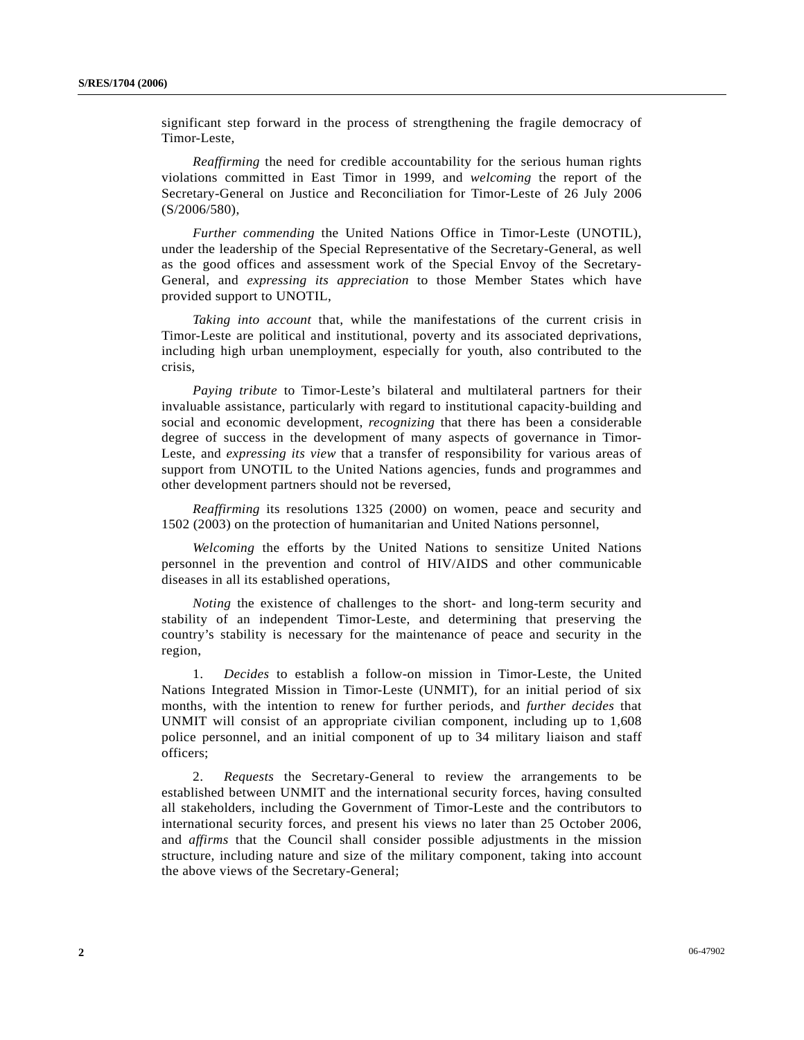significant step forward in the process of strengthening the fragile democracy of Timor-Leste,

*Reaffirming* the need for credible accountability for the serious human rights violations committed in East Timor in 1999, and *welcoming* the report of the Secretary-General on Justice and Reconciliation for Timor-Leste of 26 July 2006 (S/2006/580),

*Further commending* the United Nations Office in Timor-Leste (UNOTIL), under the leadership of the Special Representative of the Secretary-General, as well as the good offices and assessment work of the Special Envoy of the Secretary-General, and *expressing its appreciation* to those Member States which have provided support to UNOTIL,

*Taking into account* that, while the manifestations of the current crisis in Timor-Leste are political and institutional, poverty and its associated deprivations, including high urban unemployment, especially for youth, also contributed to the crisis,

*Paying tribute* to Timor-Leste's bilateral and multilateral partners for their invaluable assistance, particularly with regard to institutional capacity-building and social and economic development, *recognizing* that there has been a considerable degree of success in the development of many aspects of governance in Timor-Leste, and *expressing its view* that a transfer of responsibility for various areas of support from UNOTIL to the United Nations agencies, funds and programmes and other development partners should not be reversed,

*Reaffirming* its resolutions 1325 (2000) on women, peace and security and 1502 (2003) on the protection of humanitarian and United Nations personnel,

*Welcoming* the efforts by the United Nations to sensitize United Nations personnel in the prevention and control of HIV/AIDS and other communicable diseases in all its established operations,

*Noting* the existence of challenges to the short- and long-term security and stability of an independent Timor-Leste, and determining that preserving the country's stability is necessary for the maintenance of peace and security in the region,

1. *Decides* to establish a follow-on mission in Timor-Leste, the United Nations Integrated Mission in Timor-Leste (UNMIT), for an initial period of six months, with the intention to renew for further periods, and *further decides* that UNMIT will consist of an appropriate civilian component, including up to 1,608 police personnel, and an initial component of up to 34 military liaison and staff officers;

2. *Requests* the Secretary-General to review the arrangements to be established between UNMIT and the international security forces, having consulted all stakeholders, including the Government of Timor-Leste and the contributors to international security forces, and present his views no later than 25 October 2006, and *affirms* that the Council shall consider possible adjustments in the mission structure, including nature and size of the military component, taking into account the above views of the Secretary-General;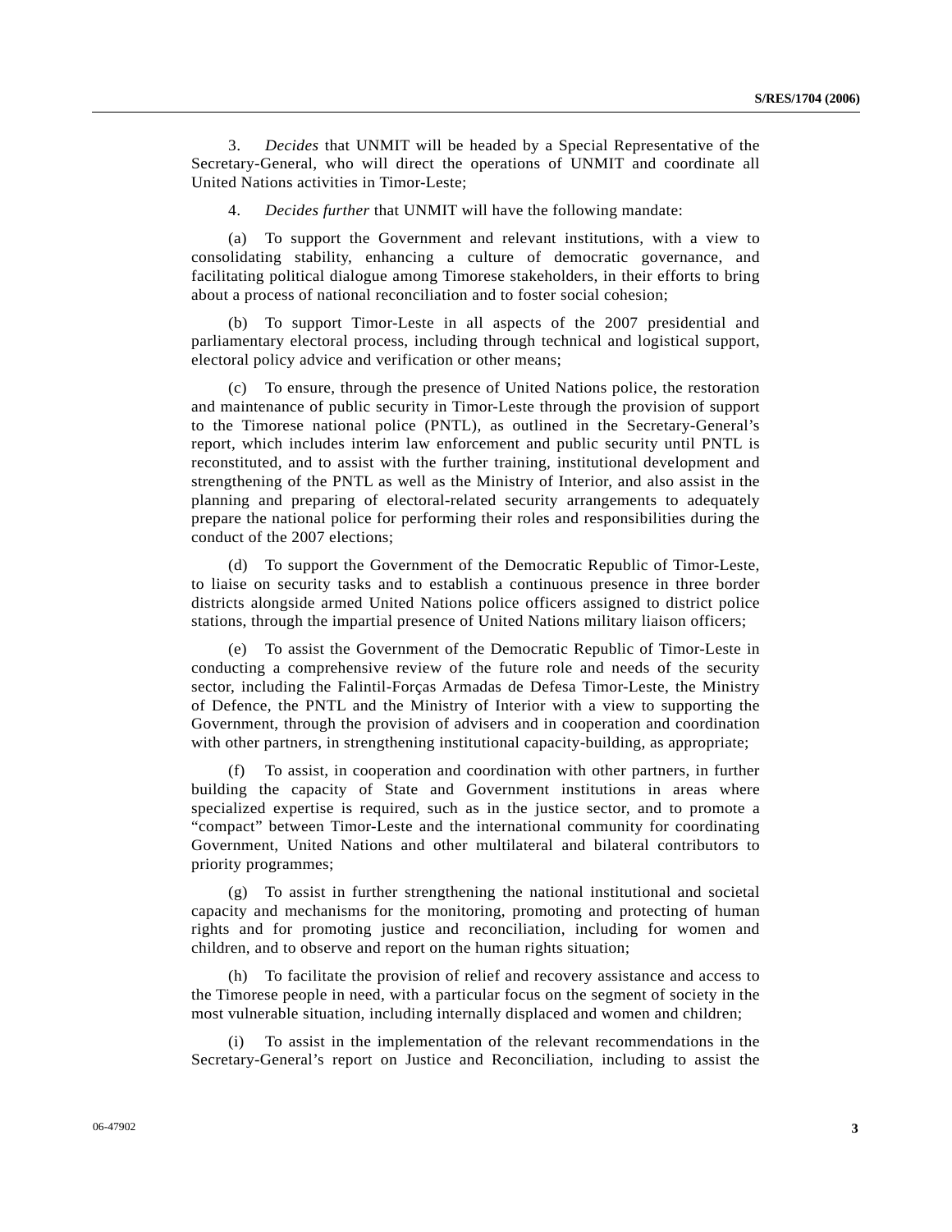3. *Decides* that UNMIT will be headed by a Special Representative of the Secretary-General, who will direct the operations of UNMIT and coordinate all United Nations activities in Timor-Leste;

4. *Decides further* that UNMIT will have the following mandate:

(a) To support the Government and relevant institutions, with a view to consolidating stability, enhancing a culture of democratic governance, and facilitating political dialogue among Timorese stakeholders, in their efforts to bring about a process of national reconciliation and to foster social cohesion;

(b) To support Timor-Leste in all aspects of the 2007 presidential and parliamentary electoral process, including through technical and logistical support, electoral policy advice and verification or other means;

(c) To ensure, through the presence of United Nations police, the restoration and maintenance of public security in Timor-Leste through the provision of support to the Timorese national police (PNTL), as outlined in the Secretary-General's report, which includes interim law enforcement and public security until PNTL is reconstituted, and to assist with the further training, institutional development and strengthening of the PNTL as well as the Ministry of Interior, and also assist in the planning and preparing of electoral-related security arrangements to adequately prepare the national police for performing their roles and responsibilities during the conduct of the 2007 elections;

(d) To support the Government of the Democratic Republic of Timor-Leste, to liaise on security tasks and to establish a continuous presence in three border districts alongside armed United Nations police officers assigned to district police stations, through the impartial presence of United Nations military liaison officers;

(e) To assist the Government of the Democratic Republic of Timor-Leste in conducting a comprehensive review of the future role and needs of the security sector, including the Falintil-Forças Armadas de Defesa Timor-Leste, the Ministry of Defence, the PNTL and the Ministry of Interior with a view to supporting the Government, through the provision of advisers and in cooperation and coordination with other partners, in strengthening institutional capacity-building, as appropriate;

(f) To assist, in cooperation and coordination with other partners, in further building the capacity of State and Government institutions in areas where specialized expertise is required, such as in the justice sector, and to promote a "compact" between Timor-Leste and the international community for coordinating Government, United Nations and other multilateral and bilateral contributors to priority programmes;

(g) To assist in further strengthening the national institutional and societal capacity and mechanisms for the monitoring, promoting and protecting of human rights and for promoting justice and reconciliation, including for women and children, and to observe and report on the human rights situation;

(h) To facilitate the provision of relief and recovery assistance and access to the Timorese people in need, with a particular focus on the segment of society in the most vulnerable situation, including internally displaced and women and children;

(i) To assist in the implementation of the relevant recommendations in the Secretary-General's report on Justice and Reconciliation, including to assist the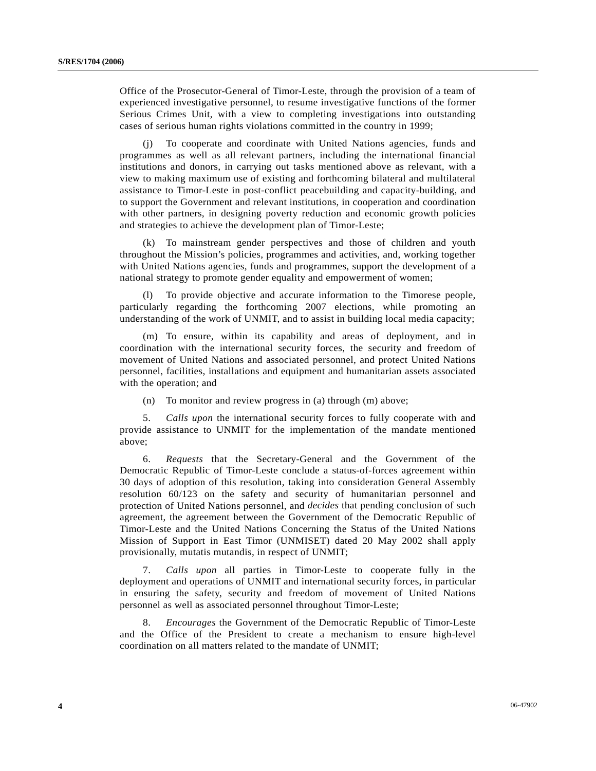Office of the Prosecutor-General of Timor-Leste, through the provision of a team of experienced investigative personnel, to resume investigative functions of the former Serious Crimes Unit, with a view to completing investigations into outstanding cases of serious human rights violations committed in the country in 1999;

(j) To cooperate and coordinate with United Nations agencies, funds and programmes as well as all relevant partners, including the international financial institutions and donors, in carrying out tasks mentioned above as relevant, with a view to making maximum use of existing and forthcoming bilateral and multilateral assistance to Timor-Leste in post-conflict peacebuilding and capacity-building, and to support the Government and relevant institutions, in cooperation and coordination with other partners, in designing poverty reduction and economic growth policies and strategies to achieve the development plan of Timor-Leste;

(k) To mainstream gender perspectives and those of children and youth throughout the Mission's policies, programmes and activities, and, working together with United Nations agencies, funds and programmes, support the development of a national strategy to promote gender equality and empowerment of women;

(l) To provide objective and accurate information to the Timorese people, particularly regarding the forthcoming 2007 elections, while promoting an understanding of the work of UNMIT, and to assist in building local media capacity;

(m) To ensure, within its capability and areas of deployment, and in coordination with the international security forces, the security and freedom of movement of United Nations and associated personnel, and protect United Nations personnel, facilities, installations and equipment and humanitarian assets associated with the operation; and

(n) To monitor and review progress in (a) through (m) above;

5. *Calls upon* the international security forces to fully cooperate with and provide assistance to UNMIT for the implementation of the mandate mentioned above;

6. *Requests* that the Secretary-General and the Government of the Democratic Republic of Timor-Leste conclude a status-of-forces agreement within 30 days of adoption of this resolution, taking into consideration General Assembly resolution 60/123 on the safety and security of humanitarian personnel and protection of United Nations personnel, and *decides* that pending conclusion of such agreement, the agreement between the Government of the Democratic Republic of Timor-Leste and the United Nations Concerning the Status of the United Nations Mission of Support in East Timor (UNMISET) dated 20 May 2002 shall apply provisionally, mutatis mutandis, in respect of UNMIT;

7. *Calls upon* all parties in Timor-Leste to cooperate fully in the deployment and operations of UNMIT and international security forces, in particular in ensuring the safety, security and freedom of movement of United Nations personnel as well as associated personnel throughout Timor-Leste;

8. *Encourages* the Government of the Democratic Republic of Timor-Leste and the Office of the President to create a mechanism to ensure high-level coordination on all matters related to the mandate of UNMIT;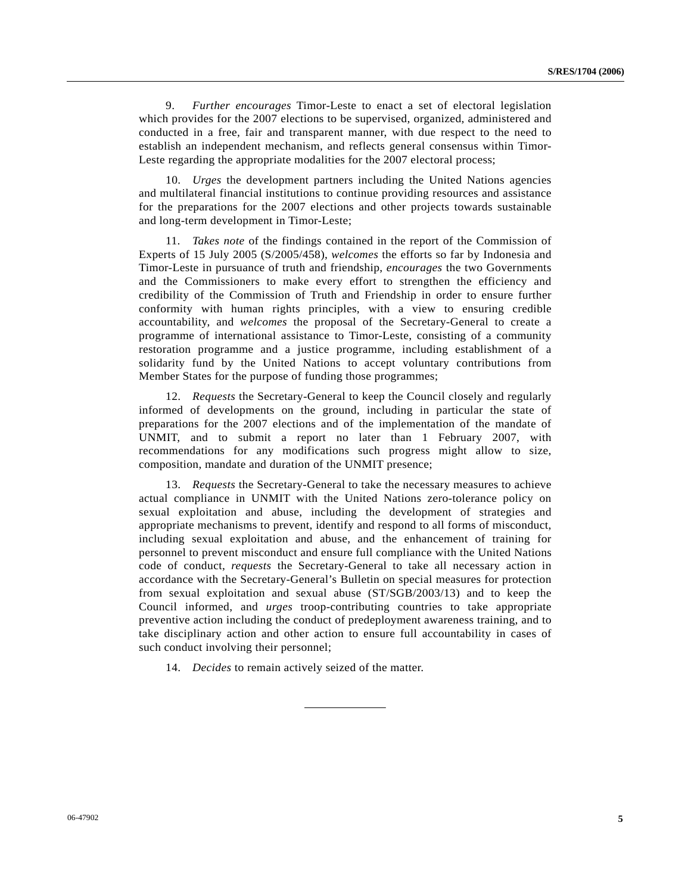9. *Further encourages* Timor-Leste to enact a set of electoral legislation which provides for the 2007 elections to be supervised, organized, administered and conducted in a free, fair and transparent manner, with due respect to the need to establish an independent mechanism, and reflects general consensus within Timor-Leste regarding the appropriate modalities for the 2007 electoral process;

10. *Urges* the development partners including the United Nations agencies and multilateral financial institutions to continue providing resources and assistance for the preparations for the 2007 elections and other projects towards sustainable and long-term development in Timor-Leste;

11. *Takes note* of the findings contained in the report of the Commission of Experts of 15 July 2005 (S/2005/458), *welcomes* the efforts so far by Indonesia and Timor-Leste in pursuance of truth and friendship, *encourages* the two Governments and the Commissioners to make every effort to strengthen the efficiency and credibility of the Commission of Truth and Friendship in order to ensure further conformity with human rights principles, with a view to ensuring credible accountability, and *welcomes* the proposal of the Secretary-General to create a programme of international assistance to Timor-Leste, consisting of a community restoration programme and a justice programme, including establishment of a solidarity fund by the United Nations to accept voluntary contributions from Member States for the purpose of funding those programmes;

12. *Requests* the Secretary-General to keep the Council closely and regularly informed of developments on the ground, including in particular the state of preparations for the 2007 elections and of the implementation of the mandate of UNMIT, and to submit a report no later than 1 February 2007, with recommendations for any modifications such progress might allow to size, composition, mandate and duration of the UNMIT presence;

13. *Requests* the Secretary-General to take the necessary measures to achieve actual compliance in UNMIT with the United Nations zero-tolerance policy on sexual exploitation and abuse, including the development of strategies and appropriate mechanisms to prevent, identify and respond to all forms of misconduct, including sexual exploitation and abuse, and the enhancement of training for personnel to prevent misconduct and ensure full compliance with the United Nations code of conduct, *requests* the Secretary-General to take all necessary action in accordance with the Secretary-General's Bulletin on special measures for protection from sexual exploitation and sexual abuse (ST/SGB/2003/13) and to keep the Council informed, and *urges* troop-contributing countries to take appropriate preventive action including the conduct of predeployment awareness training, and to take disciplinary action and other action to ensure full accountability in cases of such conduct involving their personnel;

14. *Decides* to remain actively seized of the matter.